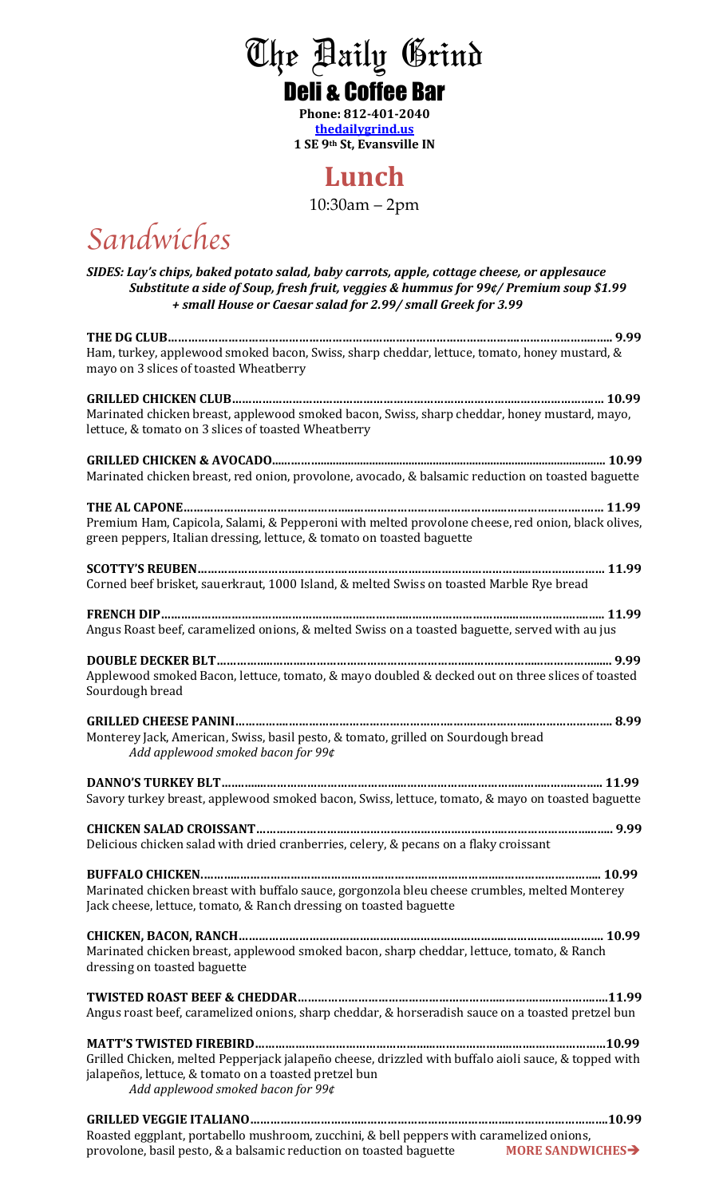# The Daily Grind

## Deli & Coffee Bar

**Phone: 812-401-2040**
**thedailygrind.us**
**1 SE 9th St, Evansville IN**

## Lunch

10:30am – 2pm

# Sandwiches

***SIDES: Lay's chips, baked potato salad, baby carrots, apple, cottage cheese, or applesauce***
***Substitute a side of Soup, fresh fruit, veggies & hummus for 99¢/ Premium soup $1.99***
***+ small House or Caesar salad for 2.99/ small Greek for 3.99***

**THE DG CLUB……………………………………………………………………………………………… 9.99**
Ham, turkey, applewood smoked bacon, Swiss, sharp cheddar, lettuce, tomato, honey mustard, & mayo on 3 slices of toasted Wheatberry

**GRILLED CHICKEN CLUB…………………………………………………………………………… 10.99**
Marinated chicken breast, applewood smoked bacon, Swiss, sharp cheddar, honey mustard, mayo, lettuce, & tomato on 3 slices of toasted Wheatberry

**GRILLED CHICKEN & AVOCADO…………………………………………………………………… 10.99**
Marinated chicken breast, red onion, provolone, avocado, & balsamic reduction on toasted baguette

**THE AL CAPONE………………………………………………………………………………………… 11.99**
Premium Ham, Capicola, Salami, & Pepperoni with melted provolone cheese, red onion, black olives, green peppers, Italian dressing, lettuce, & tomato on toasted baguette

**SCOTTY'S REUBEN……………………………………………………………………………………… 11.99**
Corned beef brisket, sauerkraut, 1000 Island, & melted Swiss on toasted Marble Rye bread

**FRENCH DIP……………………………………………………………………………………………… 11.99**
Angus Roast beef, caramelized onions, & melted Swiss on a toasted baguette, served with au jus

**DOUBLE DECKER BLT………………………………………………………………………………… 9.99**
Applewood smoked Bacon, lettuce, tomato, & mayo doubled & decked out on three slices of toasted Sourdough bread

**GRILLED CHEESE PANINI……………………………………………………………………………… 8.99**
Monterey Jack, American, Swiss, basil pesto, & tomato, grilled on Sourdough bread
*Add applewood smoked bacon for 99¢*

**DANNO'S TURKEY BLT………………………………………………………………………………… 11.99**
Savory turkey breast, applewood smoked bacon, Swiss, lettuce, tomato, & mayo on toasted baguette

**CHICKEN SALAD CROISSANT………………………………………………………………………… 9.99**
Delicious chicken salad with dried cranberries, celery, & pecans on a flaky croissant

**BUFFALO CHICKEN……………………………………………………………………………………… 10.99**
Marinated chicken breast with buffalo sauce, gorgonzola bleu cheese crumbles, melted Monterey Jack cheese, lettuce, tomato, & Ranch dressing on toasted baguette

**CHICKEN, BACON, RANCH…………………………………………………………………………… 10.99**
Marinated chicken breast, applewood smoked bacon, sharp cheddar, lettuce, tomato, & Ranch dressing on toasted baguette

**TWISTED ROAST BEEF & CHEDDAR……………………………………………………………………11.99**
Angus roast beef, caramelized onions, sharp cheddar, & horseradish sauce on a toasted pretzel bun

**MATT'S TWISTED FIREBIRD……………………………………………………………………………10.99**
Grilled Chicken, melted Pepperjack jalapeño cheese, drizzled with buffalo aioli sauce, & topped with jalapeños, lettuce, & tomato on a toasted pretzel bun
*Add applewood smoked bacon for 99¢*

**GRILLED VEGGIE ITALIANO……………………………………………………………………………10.99**
Roasted eggplant, portabello mushroom, zucchini, & bell peppers with caramelized onions, provolone, basil pesto, & a balsamic reduction on toasted baguette

**MORE SANDWICHES➔**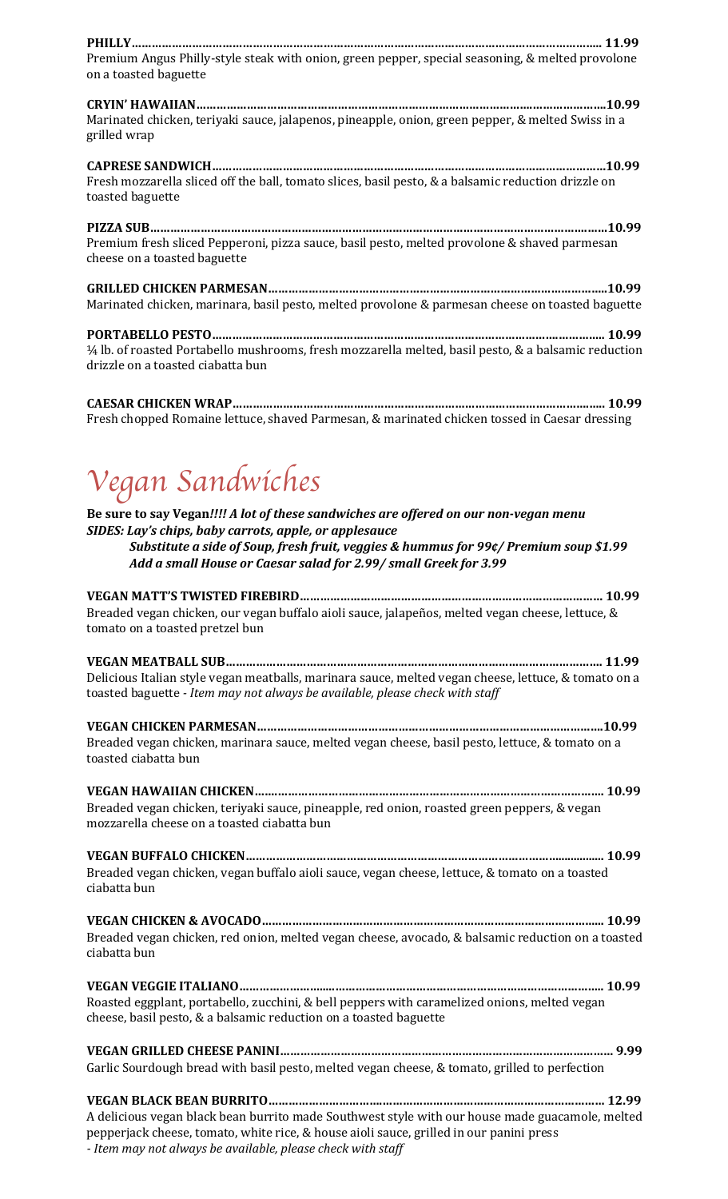**PHILLY……………………………………………………………………………………………………………………… 11.99**
Premium Angus Philly-style steak with onion, green pepper, special seasoning, & melted provolone on a toasted baguette

**CRYIN' HAWAIIAN…………………………………………………………………………………………………………10.99**
Marinated chicken, teriyaki sauce, jalapenos, pineapple, onion, green pepper, & melted Swiss in a grilled wrap

**CAPRESE SANDWICH……………………………………………………………………………………………………10.99**
Fresh mozzarella sliced off the ball, tomato slices, basil pesto, & a balsamic reduction drizzle on toasted baguette

**PIZZA SUB…………………………………………………………………………………………………………………10.99**
Premium fresh sliced Pepperoni, pizza sauce, basil pesto, melted provolone & shaved parmesan cheese on a toasted baguette

**GRILLED CHICKEN PARMESAN………………………………………………………………………………………10.99**
Marinated chicken, marinara, basil pesto, melted provolone & parmesan cheese on toasted baguette

**PORTABELLO PESTO……………………………………………………………………………………………………… 10.99**
¼ lb. of roasted Portabello mushrooms, fresh mozzarella melted, basil pesto, & a balsamic reduction drizzle on a toasted ciabatta bun

**CAESAR CHICKEN WRAP………………………………………………………………………………………………… 10.99**
Fresh chopped Romaine lettuce, shaved Parmesan, & marinated chicken tossed in Caesar dressing

# Vegan Sandwiches

**Be sure to say Vegan*!!!! A lot of these sandwiches are offered on our non-vegan menu***
***SIDES: Lay's chips, baby carrots, apple, or applesauce***
***Substitute a side of Soup, fresh fruit, veggies & hummus for 99¢/ Premium soup $1.99***
***Add a small House or Caesar salad for 2.99/ small Greek for 3.99***

**VEGAN MATT'S TWISTED FIREBIRD……………………………………………………………………………… 10.99**
Breaded vegan chicken, our vegan buffalo aioli sauce, jalapeños, melted vegan cheese, lettuce, & tomato on a toasted pretzel bun

**VEGAN MEATBALL SUB………………………………………………………………………………………………… 11.99**
Delicious Italian style vegan meatballs, marinara sauce, melted vegan cheese, lettuce, & tomato on a toasted baguette - *Item may not always be available, please check with staff*

**VEGAN CHICKEN PARMESAN……………………………………………………………………………………………10.99**
Breaded vegan chicken, marinara sauce, melted vegan cheese, basil pesto, lettuce, & tomato on a toasted ciabatta bun

**VEGAN HAWAIIAN CHICKEN…………………………………………………………………………………………… 10.99**
Breaded vegan chicken, teriyaki sauce, pineapple, red onion, roasted green peppers, & vegan mozzarella cheese on a toasted ciabatta bun

**VEGAN BUFFALO CHICKEN…………………………………………………………………………………………… 10.99**
Breaded vegan chicken, vegan buffalo aioli sauce, vegan cheese, lettuce, & tomato on a toasted ciabatta bun

**VEGAN CHICKEN & AVOCADO………………………………………………………………………………………… 10.99**
Breaded vegan chicken, red onion, melted vegan cheese, avocado, & balsamic reduction on a toasted ciabatta bun

**VEGAN VEGGIE ITALIANO……………………………………………………………………………………………… 10.99**
Roasted eggplant, portabello, zucchini, & bell peppers with caramelized onions, melted vegan cheese, basil pesto, & a balsamic reduction on a toasted baguette

**VEGAN GRILLED CHEESE PANINI………………………………………………………………………………………… 9.99**
Garlic Sourdough bread with basil pesto, melted vegan cheese, & tomato, grilled to perfection

**VEGAN BLACK BEAN BURRITO………………………………………………………………………………………… 12.99**
A delicious vegan black bean burrito made Southwest style with our house made guacamole, melted pepperjack cheese, tomato, white rice, & house aioli sauce, grilled in our panini press
*- Item may not always be available, please check with staff*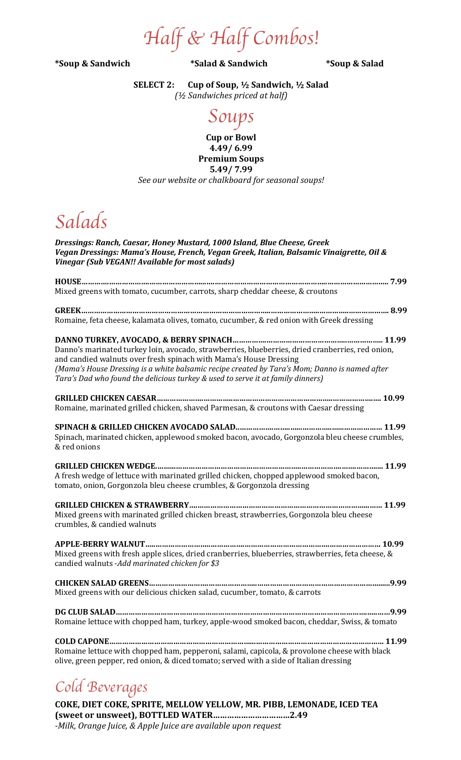# Half & Half Combos!

**\*Soup & Sandwich** **\*Salad & Sandwich** **\*Soup & Salad**

**SELECT 2: Cup of Soup, ½ Sandwich, ½ Salad**
*(½ Sandwiches priced at half)*

# Soups

**Cup or Bowl**
**4.49/ 6.99**
**Premium Soups**
**5.49/ 7.99**
*See our website or chalkboard for seasonal soups!*

# Salads

***Dressings: Ranch, Caesar, Honey Mustard, 1000 Island, Blue Cheese, Greek***
***Vegan Dressings: Mama's House, French, Vegan Greek, Italian, Balsamic Vinaigrette, Oil & Vinegar (Sub VEGAN!! Available for most salads)***

**HOUSE……………………………………………………………………………………………………………… 7.99**
Mixed greens with tomato, cucumber, carrots, sharp cheddar cheese, & croutons

**GREEK……………………………………………………………………………………………………………… 8.99**
Romaine, feta cheese, kalamata olives, tomato, cucumber, & red onion with Greek dressing

**DANNO TURKEY, AVOCADO, & BERRY SPINACH………………………………………………………… 11.99**
Danno's marinated turkey loin, avocado, strawberries, blueberries, dried cranberries, red onion, and candied walnuts over fresh spinach with Mama's House Dressing
*(Mama's House Dressing is a white balsamic recipe created by Tara's Mom; Danno is named after Tara's Dad who found the delicious turkey & used to serve it at family dinners)*

**GRILLED CHICKEN CAESAR…………………………………………………………………………………… 10.99**
Romaine, marinated grilled chicken, shaved Parmesan, & croutons with Caesar dressing

**SPINACH & GRILLED CHICKEN AVOCADO SALAD……………………………………………………… 11.99**
Spinach, marinated chicken, applewood smoked bacon, avocado, Gorgonzola bleu cheese crumbles, & red onions

**GRILLED CHICKEN WEDGE……………………………………………………………………………………… 11.99**
A fresh wedge of lettuce with marinated grilled chicken, chopped applewood smoked bacon, tomato, onion, Gorgonzola bleu cheese crumbles, & Gorgonzola dressing

**GRILLED CHICKEN & STRAWBERRY……………………………………………………………………… 11.99**
Mixed greens with marinated grilled chicken breast, strawberries, Gorgonzola bleu cheese crumbles, & candied walnuts

**APPLE-BERRY WALNUT……………………………………………………………………………………… 10.99**
Mixed greens with fresh apple slices, dried cranberries, blueberries, strawberries, feta cheese, & candied walnuts -*Add marinated chicken for $3*

**CHICKEN SALAD GREENS…………………………………………………………………………………………9.99**
Mixed greens with our delicious chicken salad, cucumber, tomato, & carrots

**DG CLUB SALAD……………………………………………………………………………………………………9.99**
Romaine lettuce with chopped ham, turkey, apple-wood smoked bacon, cheddar, Swiss, & tomato

**COLD CAPONE……………………………………………………………………………………………………… 11.99**
Romaine lettuce with chopped ham, pepperoni, salami, capicola, & provolone cheese with black olive, green pepper, red onion, & diced tomato; served with a side of Italian dressing

# Cold Beverages

**COKE, DIET COKE, SPRITE, MELLOW YELLOW, MR. PIBB, LEMONADE, ICED TEA (sweet or unsweet), BOTTLED WATER……………………………2.49**
*-Milk, Orange Juice, & Apple Juice are available upon request*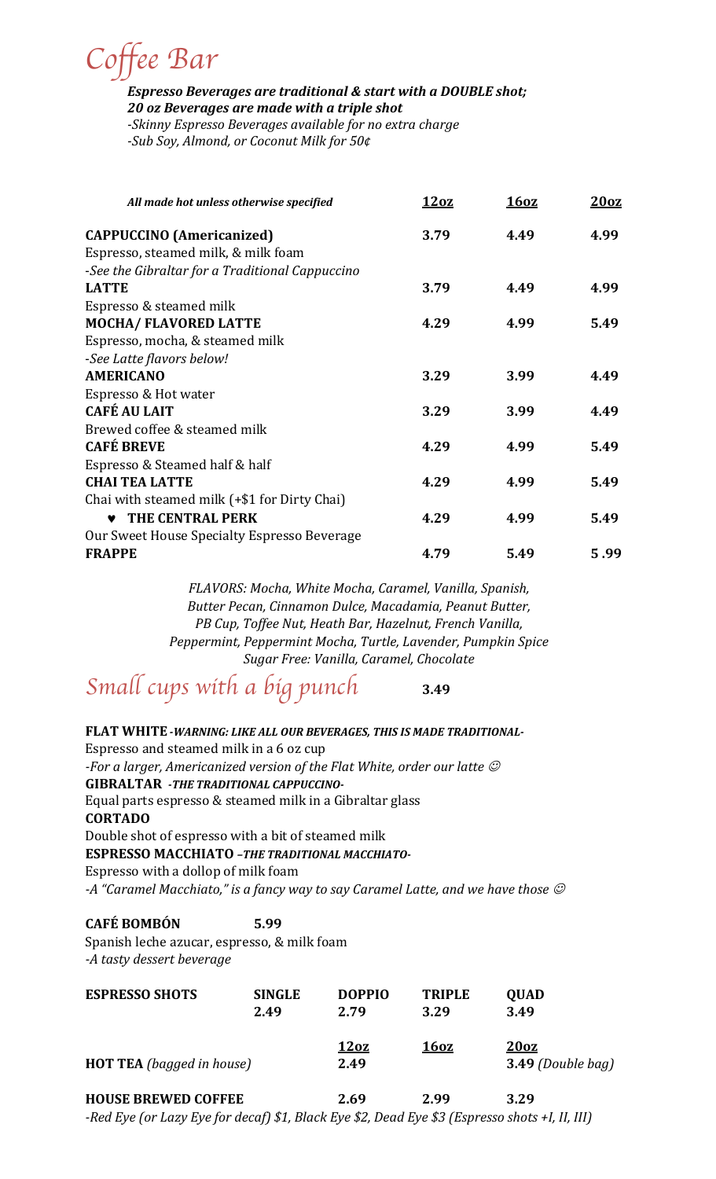# Coffee Bar

***Espresso Beverages are traditional & start with a DOUBLE shot;***
***20 oz Beverages are made with a triple shot***
*-Skinny Espresso Beverages available for no extra charge*
*-Sub Soy, Almond, or Coconut Milk for 50¢*

| *All made hot unless otherwise specified* | **12oz** | **16oz** | **20oz** |
|---|---|---|---|
| **CAPPUCCINO (Americanized)**<br>Espresso, steamed milk, & milk foam<br>*-See the Gibraltar for a Traditional Cappuccino* | **3.79** | **4.49** | **4.99** |
| **LATTE**<br>Espresso & steamed milk | **3.79** | **4.49** | **4.99** |
| **MOCHA/ FLAVORED LATTE**<br>Espresso, mocha, & steamed milk<br>*-See Latte flavors below!* | **4.29** | **4.99** | **5.49** |
| **AMERICANO**<br>Espresso & Hot water | **3.29** | **3.99** | **4.49** |
| **CAFÉ AU LAIT**<br>Brewed coffee & steamed milk | **3.29** | **3.99** | **4.49** |
| **CAFÉ BREVE**<br>Espresso & Steamed half & half | **4.29** | **4.99** | **5.49** |
| **CHAI TEA LATTE**<br>Chai with steamed milk (+$1 for Dirty Chai) | **4.29** | **4.99** | **5.49** |
| ♥ **THE CENTRAL PERK**<br>Our Sweet House Specialty Espresso Beverage | **4.29** | **4.99** | **5.49** |
| **FRAPPE** | **4.79** | **5.49** | **5.99** |

*FLAVORS: Mocha, White Mocha, Caramel, Vanilla, Spanish, Butter Pecan, Cinnamon Dulce, Macadamia, Peanut Butter, PB Cup, Toffee Nut, Heath Bar, Hazelnut, French Vanilla, Peppermint, Peppermint Mocha, Turtle, Lavender, Pumpkin Spice*
*Sugar Free: Vanilla, Caramel, Chocolate*

## Small cups with a big punch **3.49**

**FLAT WHITE** ***-WARNING: LIKE ALL OUR BEVERAGES, THIS IS MADE TRADITIONAL-***
Espresso and steamed milk in a 6 oz cup
*-For a larger, Americanized version of the Flat White, order our latte ☺*

**GIBRALTAR** ***-THE TRADITIONAL CAPPUCCINO-***
Equal parts espresso & steamed milk in a Gibraltar glass

**CORTADO**
Double shot of espresso with a bit of steamed milk

**ESPRESSO MACCHIATO** ***–THE TRADITIONAL MACCHIATO-***
Espresso with a dollop of milk foam
*-A "Caramel Macchiato," is a fancy way to say Caramel Latte, and we have those ☺*

**CAFÉ BOMBÓN** **5.99**
Spanish leche azucar, espresso, & milk foam
*-A tasty dessert beverage*

| **ESPRESSO SHOTS** | **SINGLE** | **DOPPIO** | **TRIPLE** | **QUAD** |
|---|---|---|---|---|
| | **2.49** | **2.79** | **3.29** | **3.49** |

| | **12oz** | **16oz** | **20oz** |
|---|---|---|---|
| **HOT TEA** *(bagged in house)* | **2.49** | | **3.49** *(Double bag)* |
| **HOUSE BREWED COFFEE** | **2.69** | **2.99** | **3.29** |

*-Red Eye (or Lazy Eye for decaf) $1, Black Eye $2, Dead Eye $3 (Espresso shots +I, II, III)*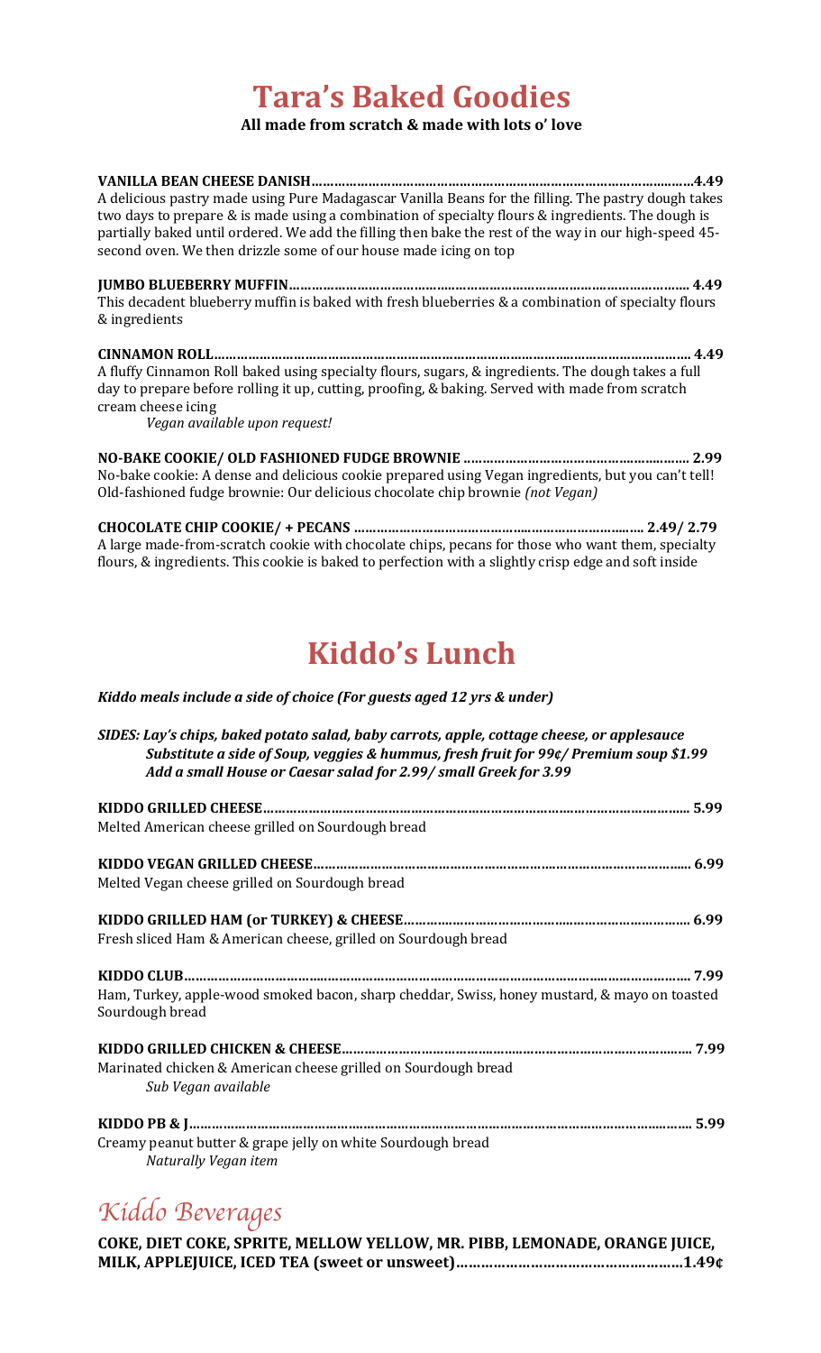# Tara's Baked Goodies

**All made from scratch & made with lots o' love**

**VANILLA BEAN CHEESE DANISH....................................................................................................4.49**
A delicious pastry made using Pure Madagascar Vanilla Beans for the filling. The pastry dough takes two days to prepare & is made using a combination of specialty flours & ingredients. The dough is partially baked until ordered. We add the filling then bake the rest of the way in our high-speed 45-second oven. We then drizzle some of our house made icing on top

**JUMBO BLUEBERRY MUFFIN......................................................................................................... 4.49**
This decadent blueberry muffin is baked with fresh blueberries & a combination of specialty flours & ingredients

**CINNAMON ROLL.............................................................................................................................. 4.49**
A fluffy Cinnamon Roll baked using specialty flours, sugars, & ingredients. The dough takes a full day to prepare before rolling it up, cutting, proofing, & baking. Served with made from scratch cream cheese icing

*Vegan available upon request!*

**NO-BAKE COOKIE/ OLD FASHIONED FUDGE BROWNIE ........................................................... 2.99**
No-bake cookie: A dense and delicious cookie prepared using Vegan ingredients, but you can't tell!
Old-fashioned fudge brownie: Our delicious chocolate chip brownie *(not Vegan)*

**CHOCOLATE CHIP COOKIE/ + PECANS ....................................................................... 2.49/ 2.79**
A large made-from-scratch cookie with chocolate chips, pecans for those who want them, specialty flours, & ingredients. This cookie is baked to perfection with a slightly crisp edge and soft inside

# Kiddo's Lunch

***Kiddo meals include a side of choice (For guests aged 12 yrs & under)***

***SIDES: Lay's chips, baked potato salad, baby carrots, apple, cottage cheese, or applesauce***
***Substitute a side of Soup, veggies & hummus, fresh fruit for 99¢/ Premium soup $1.99***
***Add a small House or Caesar salad for 2.99/ small Greek for 3.99***

**KIDDO GRILLED CHEESE.................................................................................................................. 5.99**
Melted American cheese grilled on Sourdough bread

**KIDDO VEGAN GRILLED CHEESE..................................................................................................... 6.99**
Melted Vegan cheese grilled on Sourdough bread

**KIDDO GRILLED HAM (or TURKEY) & CHEESE............................................................................ 6.99**
Fresh sliced Ham & American cheese, grilled on Sourdough bread

**KIDDO CLUB....................................................................................................................................... 7.99**
Ham, Turkey, apple-wood smoked bacon, sharp cheddar, Swiss, honey mustard, & mayo on toasted Sourdough bread

**KIDDO GRILLED CHICKEN & CHEESE............................................................................................ 7.99**
Marinated chicken & American cheese grilled on Sourdough bread

*Sub Vegan available*

**KIDDO PB & J...................................................................................................................................... 5.99**
Creamy peanut butter & grape jelly on white Sourdough bread

*Naturally Vegan item*

## *Kiddo Beverages*

**COKE, DIET COKE, SPRITE, MELLOW YELLOW, MR. PIBB, LEMONADE, ORANGE JUICE, MILK, APPLEJUICE, ICED TEA (sweet or unsweet)......................................................1.49¢**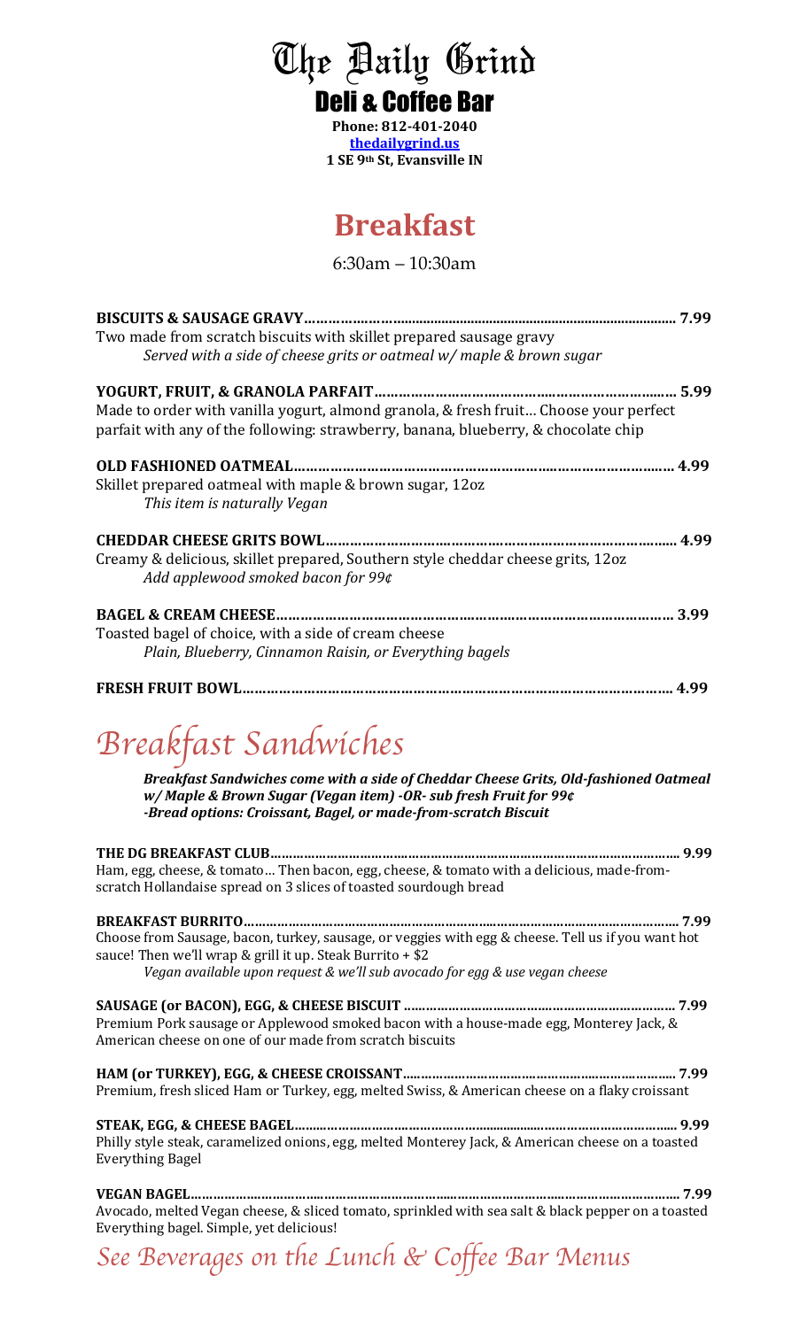# The Daily Grind

## Deli & Coffee Bar

**Phone: 812-401-2040**
**thedailygrind.us**
**1 SE 9th St, Evansville IN**

# Breakfast

6:30am – 10:30am

**BISCUITS & SAUSAGE GRAVY…… 7.99**
Two made from scratch biscuits with skillet prepared sausage gravy
*Served with a side of cheese grits or oatmeal w/ maple & brown sugar*

**YOGURT, FRUIT, & GRANOLA PARFAIT…… 5.99**
Made to order with vanilla yogurt, almond granola, & fresh fruit… Choose your perfect parfait with any of the following: strawberry, banana, blueberry, & chocolate chip

**OLD FASHIONED OATMEAL…… 4.99**
Skillet prepared oatmeal with maple & brown sugar, 12oz
*This item is naturally Vegan*

**CHEDDAR CHEESE GRITS BOWL…… 4.99**
Creamy & delicious, skillet prepared, Southern style cheddar cheese grits, 12oz
*Add applewood smoked bacon for 99¢*

**BAGEL & CREAM CHEESE…… 3.99**
Toasted bagel of choice, with a side of cream cheese
*Plain, Blueberry, Cinnamon Raisin, or Everything bagels*

**FRESH FRUIT BOWL…… 4.99**

# Breakfast Sandwiches

***Breakfast Sandwiches come with a side of Cheddar Cheese Grits, Old-fashioned Oatmeal w/ Maple & Brown Sugar (Vegan item) -OR- sub fresh Fruit for 99¢***
***-Bread options: Croissant, Bagel, or made-from-scratch Biscuit***

**THE DG BREAKFAST CLUB…… 9.99**
Ham, egg, cheese, & tomato… Then bacon, egg, cheese, & tomato with a delicious, made-from-scratch Hollandaise spread on 3 slices of toasted sourdough bread

**BREAKFAST BURRITO…… 7.99**
Choose from Sausage, bacon, turkey, sausage, or veggies with egg & cheese. Tell us if you want hot sauce! Then we'll wrap & grill it up. Steak Burrito + $2
*Vegan available upon request & we'll sub avocado for egg & use vegan cheese*

**SAUSAGE (or BACON), EGG, & CHEESE BISCUIT …… 7.99**
Premium Pork sausage or Applewood smoked bacon with a house-made egg, Monterey Jack, & American cheese on one of our made from scratch biscuits

**HAM (or TURKEY), EGG, & CHEESE CROISSANT…… 7.99**
Premium, fresh sliced Ham or Turkey, egg, melted Swiss, & American cheese on a flaky croissant

**STEAK, EGG, & CHEESE BAGEL…… 9.99**
Philly style steak, caramelized onions, egg, melted Monterey Jack, & American cheese on a toasted Everything Bagel

**VEGAN BAGEL…… 7.99**
Avocado, melted Vegan cheese, & sliced tomato, sprinkled with sea salt & black pepper on a toasted Everything bagel. Simple, yet delicious!

*See Beverages on the Lunch & Coffee Bar Menus*